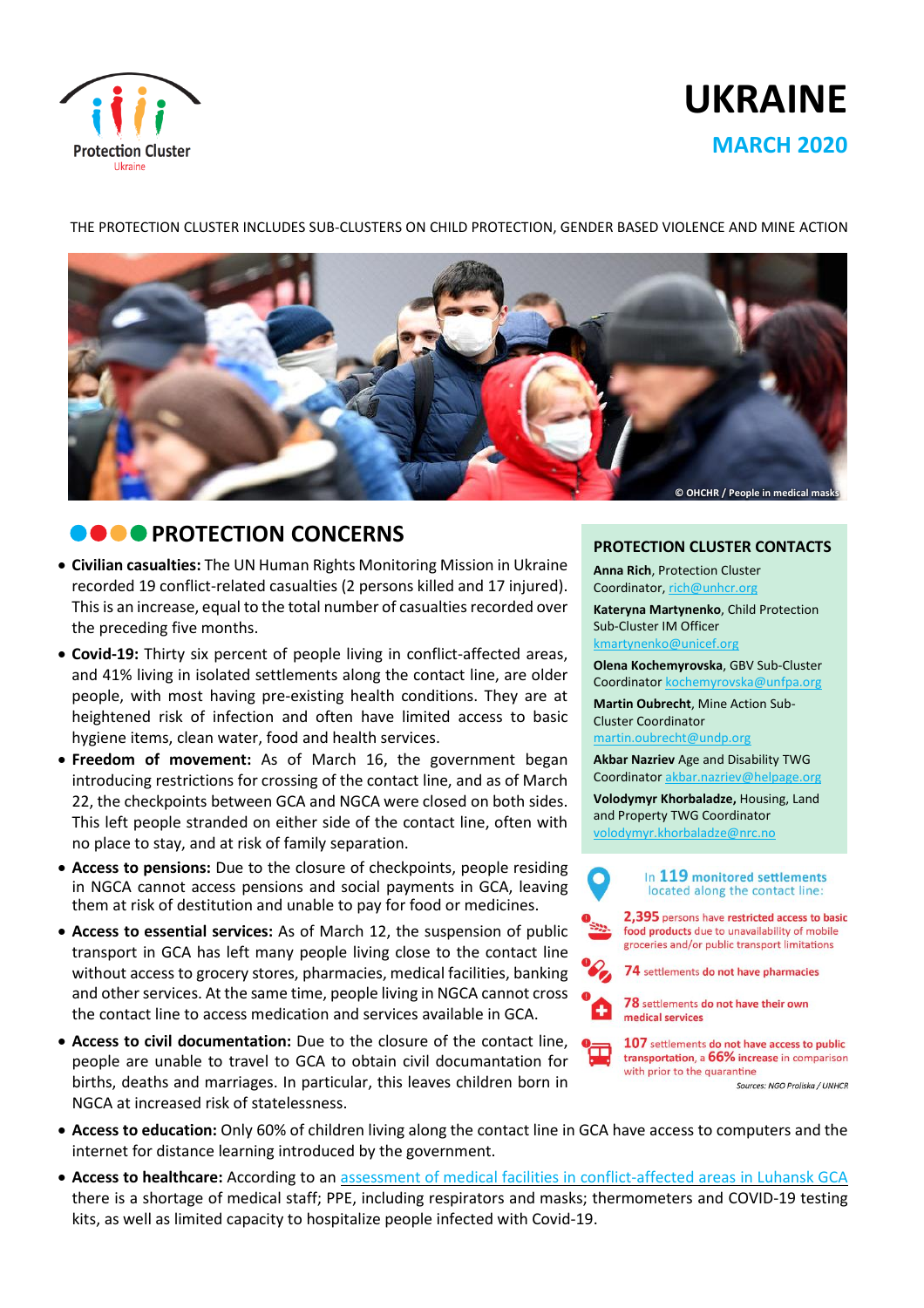Protection Cluster
Ukraine

# UKRAINE

## MARCH 2020

THE PROTECTION CLUSTER INCLUDES SUB-CLUSTERS ON CHILD PROTECTION, GENDER BASED VIOLENCE AND MINE ACTION

© OHCHR / People in medical masks

## PROTECTION CONCERNS

- **Civilian casualties:** The UN Human Rights Monitoring Mission in Ukraine recorded 19 conflict-related casualties (2 persons killed and 17 injured). This is an increase, equal to the total number of casualties recorded over the preceding five months.
- **Covid-19:** Thirty six percent of people living in conflict-affected areas, and 41% living in isolated settlements along the contact line, are older people, with most having pre-existing health conditions. They are at heightened risk of infection and often have limited access to basic hygiene items, clean water, food and health services.
- **Freedom of movement:** As of March 16, the government began introducing restrictions for crossing of the contact line, and as of March 22, the checkpoints between GCA and NGCA were closed on both sides. This left people stranded on either side of the contact line, often with no place to stay, and at risk of family separation.
- **Access to pensions:** Due to the closure of checkpoints, people residing in NGCA cannot access pensions and social payments in GCA, leaving them at risk of destitution and unable to pay for food or medicines.
- **Access to essential services:** As of March 12, the suspension of public transport in GCA has left many people living close to the contact line without access to grocery stores, pharmacies, medical facilities, banking and other services. At the same time, people living in NGCA cannot cross the contact line to access medication and services available in GCA.
- **Access to civil documentation:** Due to the closure of the contact line, people are unable to travel to GCA to obtain civil documantation for births, deaths and marriages. In particular, this leaves children born in NGCA at increased risk of statelessness.
- **Access to education:** Only 60% of children living along the contact line in GCA have access to computers and the internet for distance learning introduced by the government.
- **Access to healthcare:** According to an assessment of medical facilities in conflict-affected areas in Luhansk GCA there is a shortage of medical staff; PPE, including respirators and masks; thermometers and COVID-19 testing kits, as well as limited capacity to hospitalize people infected with Covid-19.

### PROTECTION CLUSTER CONTACTS

**Anna Rich**, Protection Cluster Coordinator, rich@unhcr.org

**Kateryna Martynenko**, Child Protection Sub-Cluster IM Officer kmartynenko@unicef.org

**Olena Kochemyrovska**, GBV Sub-Cluster Coordinator kochemyrovska@unfpa.org

**Martin Oubrecht**, Mine Action Sub-Cluster Coordinator martin.oubrecht@undp.org

**Akbar Nazriev** Age and Disability TWG Coordinator akbar.nazriev@helpage.org

**Volodymyr Khorbaladze,** Housing, Land and Property TWG Coordinator volodymyr.khorbaladze@nrc.no

In **119 monitored settlements** located along the contact line:

- **2,395** persons have restricted access to basic food products due to unavailability of mobile groceries and/or public transport limitations
- **74** settlements do not have pharmacies
- **78** settlements do not have their own medical services
- **107** settlements do not have access to public transportation, a **66%** increase in comparison with prior to the quarantine

*Sources: NGO Proliska / UNHCR*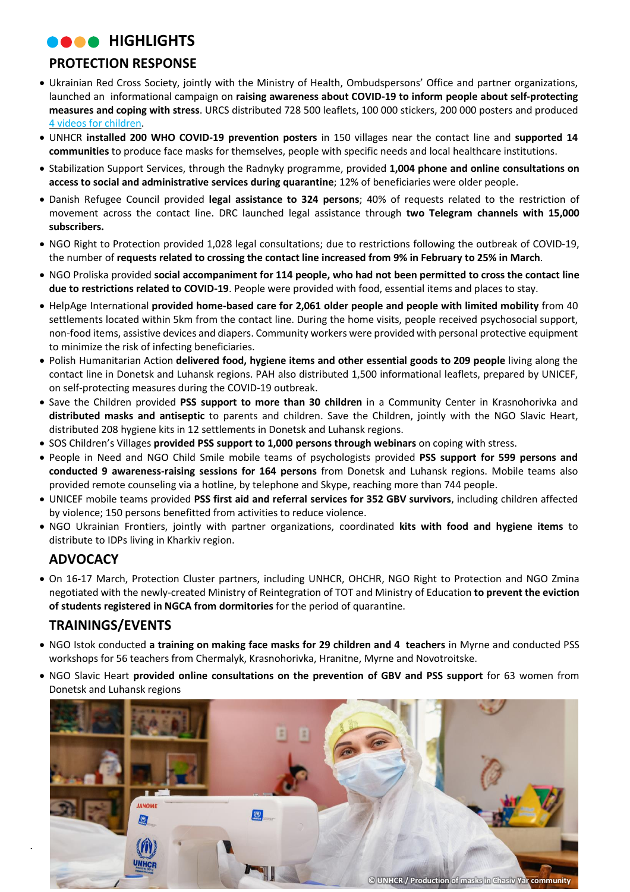# HIGHLIGHTS

## PROTECTION RESPONSE

- Ukrainian Red Cross Society, jointly with the Ministry of Health, Ombudspersons' Office and partner organizations, launched an informational campaign on **raising awareness about COVID-19 to inform people about self-protecting measures and coping with stress**. URCS distributed 728 500 leaflets, 100 000 stickers, 200 000 posters and produced 4 videos for children.
- UNHCR **installed 200 WHO COVID-19 prevention posters** in 150 villages near the contact line and **supported 14 communities** to produce face masks for themselves, people with specific needs and local healthcare institutions.
- Stabilization Support Services, through the Radnyky programme, provided **1,004 phone and online consultations on access to social and administrative services during quarantine**; 12% of beneficiaries were older people.
- Danish Refugee Council provided **legal assistance to 324 persons**; 40% of requests related to the restriction of movement across the contact line. DRC launched legal assistance through **two Telegram channels with 15,000 subscribers.**
- NGO Right to Protection provided 1,028 legal consultations; due to restrictions following the outbreak of COVID-19, the number of **requests related to crossing the contact line increased from 9% in February to 25% in March**.
- NGO Proliska provided **social accompaniment for 114 people, who had not been permitted to cross the contact line due to restrictions related to COVID-19**. People were provided with food, essential items and places to stay.
- HelpAge International **provided home-based care for 2,061 older people and people with limited mobility** from 40 settlements located within 5km from the contact line. During the home visits, people received psychosocial support, non-food items, assistive devices and diapers. Community workers were provided with personal protective equipment to minimize the risk of infecting beneficiaries.
- Polish Humanitarian Action **delivered food, hygiene items and other essential goods to 209 people** living along the contact line in Donetsk and Luhansk regions. PAH also distributed 1,500 informational leaflets, prepared by UNICEF, on self-protecting measures during the COVID-19 outbreak.
- Save the Children provided **PSS support to more than 30 children** in a Community Center in Krasnohorivka and **distributed masks and antiseptic** to parents and children. Save the Children, jointly with the NGO Slavic Heart, distributed 208 hygiene kits in 12 settlements in Donetsk and Luhansk regions.
- SOS Children's Villages **provided PSS support to 1,000 persons through webinars** on coping with stress.
- People in Need and NGO Child Smile mobile teams of psychologists provided **PSS support for 599 persons and conducted 9 awareness-raising sessions for 164 persons** from Donetsk and Luhansk regions. Mobile teams also provided remote counseling via a hotline, by telephone and Skype, reaching more than 744 people.
- UNICEF mobile teams provided **PSS first aid and referral services for 352 GBV survivors**, including children affected by violence; 150 persons benefitted from activities to reduce violence.
- NGO Ukrainian Frontiers, jointly with partner organizations, coordinated **kits with food and hygiene items** to distribute to IDPs living in Kharkiv region.

## ADVOCACY

- On 16-17 March, Protection Cluster partners, including UNHCR, OHCHR, NGO Right to Protection and NGO Zmina negotiated with the newly-created Ministry of Reintegration of TOT and Ministry of Education **to prevent the eviction of students registered in NGCA from dormitories** for the period of quarantine.

## TRAININGS/EVENTS

- NGO Istok conducted **a training on making face masks for 29 children and 4 teachers** in Myrne and conducted PSS workshops for 56 teachers from Chermalyk, Krasnohorivka, Hranitne, Myrne and Novotroitske.
- NGO Slavic Heart **provided online consultations on the prevention of GBV and PSS support** for 63 women from Donetsk and Luhansk regions

© UNHCR / Production of masks in Chasiv Yar community